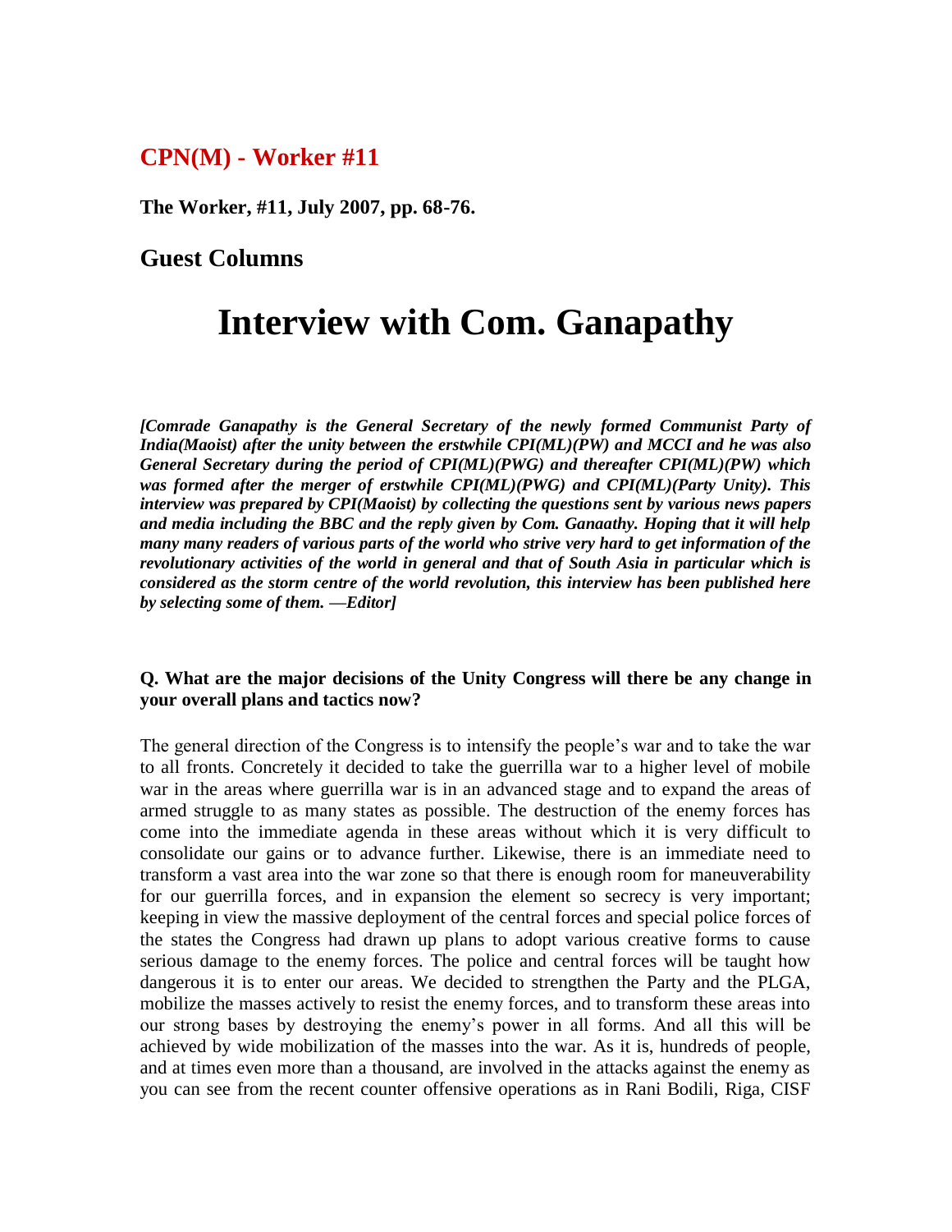## CPN(M) - Worker #11

**The Worker, #11, July 2007, pp. 68-76.**

### Guest Columns

# Interview with Com. Ganapathy

***[Comrade Ganapathy is the General Secretary of the newly formed Communist Party of India(Maoist) after the unity between the erstwhile CPI(ML)(PW) and MCCI and he was also General Secretary during the period of CPI(ML)(PWG) and thereafter CPI(ML)(PW) which was formed after the merger of erstwhile CPI(ML)(PWG) and CPI(ML)(Party Unity). This interview was prepared by CPI(Maoist) by collecting the questions sent by various news papers and media including the BBC and the reply given by Com. Ganaathy. Hoping that it will help many many readers of various parts of the world who strive very hard to get information of the revolutionary activities of the world in general and that of South Asia in particular which is considered as the storm centre of the world revolution, this interview has been published here by selecting some of them. —Editor]***

**Q. What are the major decisions of the Unity Congress will there be any change in your overall plans and tactics now?**

The general direction of the Congress is to intensify the people's war and to take the war to all fronts. Concretely it decided to take the guerrilla war to a higher level of mobile war in the areas where guerrilla war is in an advanced stage and to expand the areas of armed struggle to as many states as possible. The destruction of the enemy forces has come into the immediate agenda in these areas without which it is very difficult to consolidate our gains or to advance further. Likewise, there is an immediate need to transform a vast area into the war zone so that there is enough room for maneuverability for our guerrilla forces, and in expansion the element so secrecy is very important; keeping in view the massive deployment of the central forces and special police forces of the states the Congress had drawn up plans to adopt various creative forms to cause serious damage to the enemy forces. The police and central forces will be taught how dangerous it is to enter our areas. We decided to strengthen the Party and the PLGA, mobilize the masses actively to resist the enemy forces, and to transform these areas into our strong bases by destroying the enemy's power in all forms. And all this will be achieved by wide mobilization of the masses into the war. As it is, hundreds of people, and at times even more than a thousand, are involved in the attacks against the enemy as you can see from the recent counter offensive operations as in Rani Bodili, Riga, CISF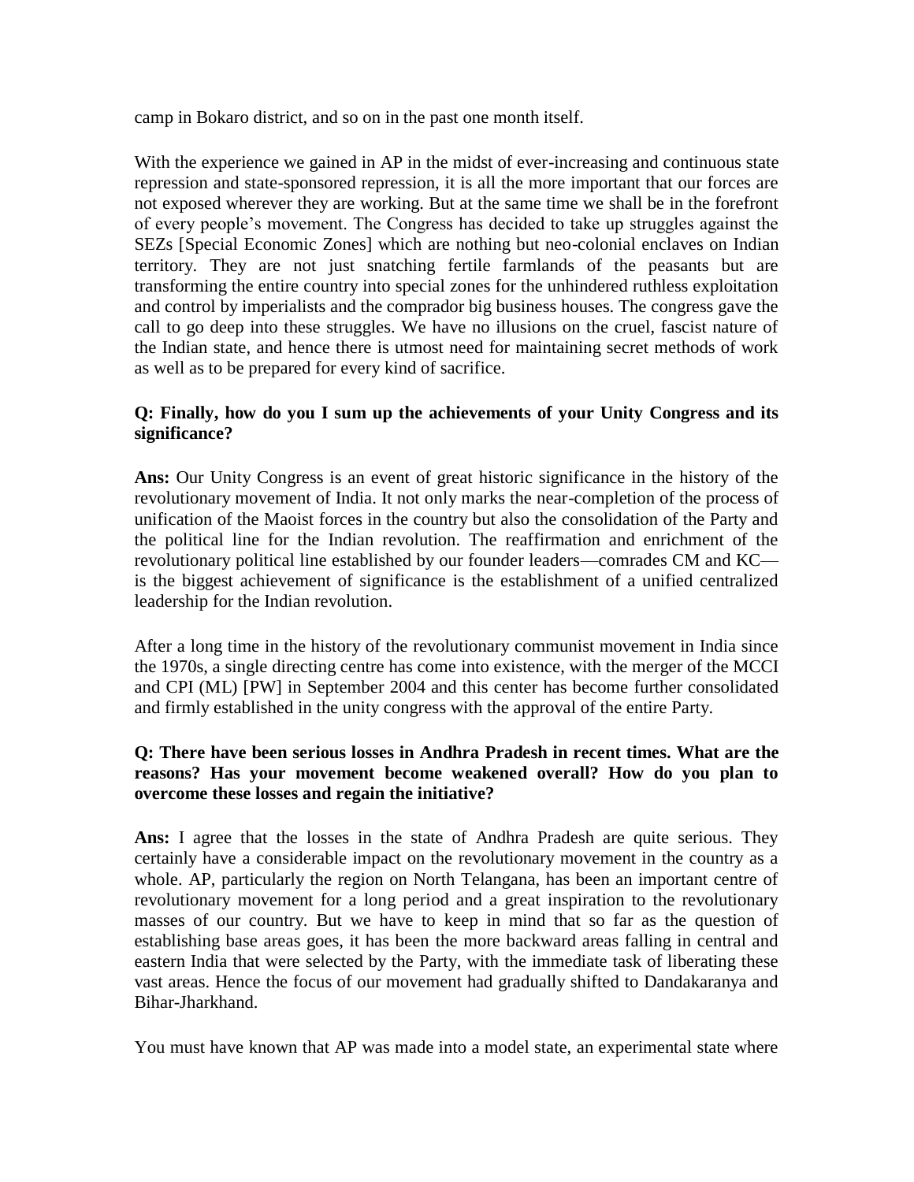camp in Bokaro district, and so on in the past one month itself.

With the experience we gained in AP in the midst of ever-increasing and continuous state repression and state-sponsored repression, it is all the more important that our forces are not exposed wherever they are working. But at the same time we shall be in the forefront of every people's movement. The Congress has decided to take up struggles against the SEZs [Special Economic Zones] which are nothing but neo-colonial enclaves on Indian territory. They are not just snatching fertile farmlands of the peasants but are transforming the entire country into special zones for the unhindered ruthless exploitation and control by imperialists and the comprador big business houses. The congress gave the call to go deep into these struggles. We have no illusions on the cruel, fascist nature of the Indian state, and hence there is utmost need for maintaining secret methods of work as well as to be prepared for every kind of sacrifice.

**Q: Finally, how do you I sum up the achievements of your Unity Congress and its significance?**

**Ans:** Our Unity Congress is an event of great historic significance in the history of the revolutionary movement of India. It not only marks the near-completion of the process of unification of the Maoist forces in the country but also the consolidation of the Party and the political line for the Indian revolution. The reaffirmation and enrichment of the revolutionary political line established by our founder leaders—comrades CM and KC—is the biggest achievement of significance is the establishment of a unified centralized leadership for the Indian revolution.

After a long time in the history of the revolutionary communist movement in India since the 1970s, a single directing centre has come into existence, with the merger of the MCCI and CPI (ML) [PW] in September 2004 and this center has become further consolidated and firmly established in the unity congress with the approval of the entire Party.

**Q: There have been serious losses in Andhra Pradesh in recent times. What are the reasons? Has your movement become weakened overall? How do you plan to overcome these losses and regain the initiative?**

**Ans:** I agree that the losses in the state of Andhra Pradesh are quite serious. They certainly have a considerable impact on the revolutionary movement in the country as a whole. AP, particularly the region on North Telangana, has been an important centre of revolutionary movement for a long period and a great inspiration to the revolutionary masses of our country. But we have to keep in mind that so far as the question of establishing base areas goes, it has been the more backward areas falling in central and eastern India that were selected by the Party, with the immediate task of liberating these vast areas. Hence the focus of our movement had gradually shifted to Dandakaranya and Bihar-Jharkhand.

You must have known that AP was made into a model state, an experimental state where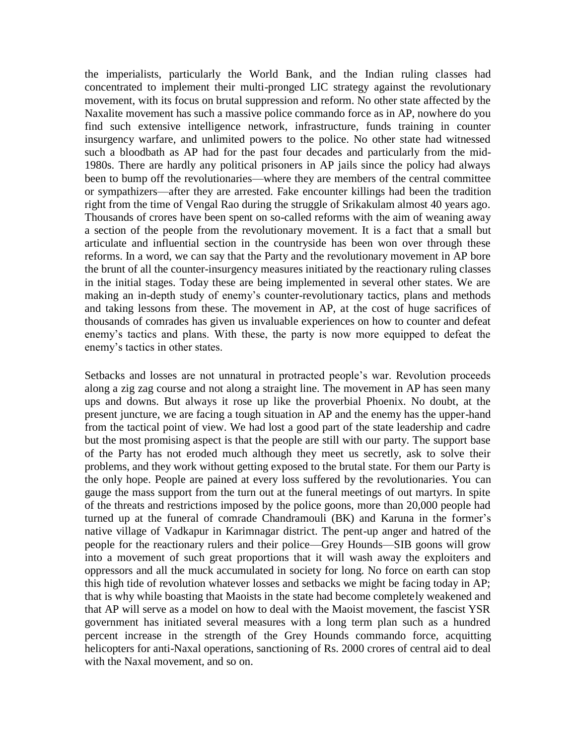the imperialists, particularly the World Bank, and the Indian ruling classes had concentrated to implement their multi-pronged LIC strategy against the revolutionary movement, with its focus on brutal suppression and reform. No other state affected by the Naxalite movement has such a massive police commando force as in AP, nowhere do you find such extensive intelligence network, infrastructure, funds training in counter insurgency warfare, and unlimited powers to the police. No other state had witnessed such a bloodbath as AP had for the past four decades and particularly from the mid-1980s. There are hardly any political prisoners in AP jails since the policy had always been to bump off the revolutionaries—where they are members of the central committee or sympathizers—after they are arrested. Fake encounter killings had been the tradition right from the time of Vengal Rao during the struggle of Srikakulam almost 40 years ago. Thousands of crores have been spent on so-called reforms with the aim of weaning away a section of the people from the revolutionary movement. It is a fact that a small but articulate and influential section in the countryside has been won over through these reforms. In a word, we can say that the Party and the revolutionary movement in AP bore the brunt of all the counter-insurgency measures initiated by the reactionary ruling classes in the initial stages. Today these are being implemented in several other states. We are making an in-depth study of enemy's counter-revolutionary tactics, plans and methods and taking lessons from these. The movement in AP, at the cost of huge sacrifices of thousands of comrades has given us invaluable experiences on how to counter and defeat enemy's tactics and plans. With these, the party is now more equipped to defeat the enemy's tactics in other states.

Setbacks and losses are not unnatural in protracted people's war. Revolution proceeds along a zig zag course and not along a straight line. The movement in AP has seen many ups and downs. But always it rose up like the proverbial Phoenix. No doubt, at the present juncture, we are facing a tough situation in AP and the enemy has the upper-hand from the tactical point of view. We had lost a good part of the state leadership and cadre but the most promising aspect is that the people are still with our party. The support base of the Party has not eroded much although they meet us secretly, ask to solve their problems, and they work without getting exposed to the brutal state. For them our Party is the only hope. People are pained at every loss suffered by the revolutionaries. You can gauge the mass support from the turn out at the funeral meetings of out martyrs. In spite of the threats and restrictions imposed by the police goons, more than 20,000 people had turned up at the funeral of comrade Chandramouli (BK) and Karuna in the former's native village of Vadkapur in Karimnagar district. The pent-up anger and hatred of the people for the reactionary rulers and their police—Grey Hounds—SIB goons will grow into a movement of such great proportions that it will wash away the exploiters and oppressors and all the muck accumulated in society for long. No force on earth can stop this high tide of revolution whatever losses and setbacks we might be facing today in AP; that is why while boasting that Maoists in the state had become completely weakened and that AP will serve as a model on how to deal with the Maoist movement, the fascist YSR government has initiated several measures with a long term plan such as a hundred percent increase in the strength of the Grey Hounds commando force, acquitting helicopters for anti-Naxal operations, sanctioning of Rs. 2000 crores of central aid to deal with the Naxal movement, and so on.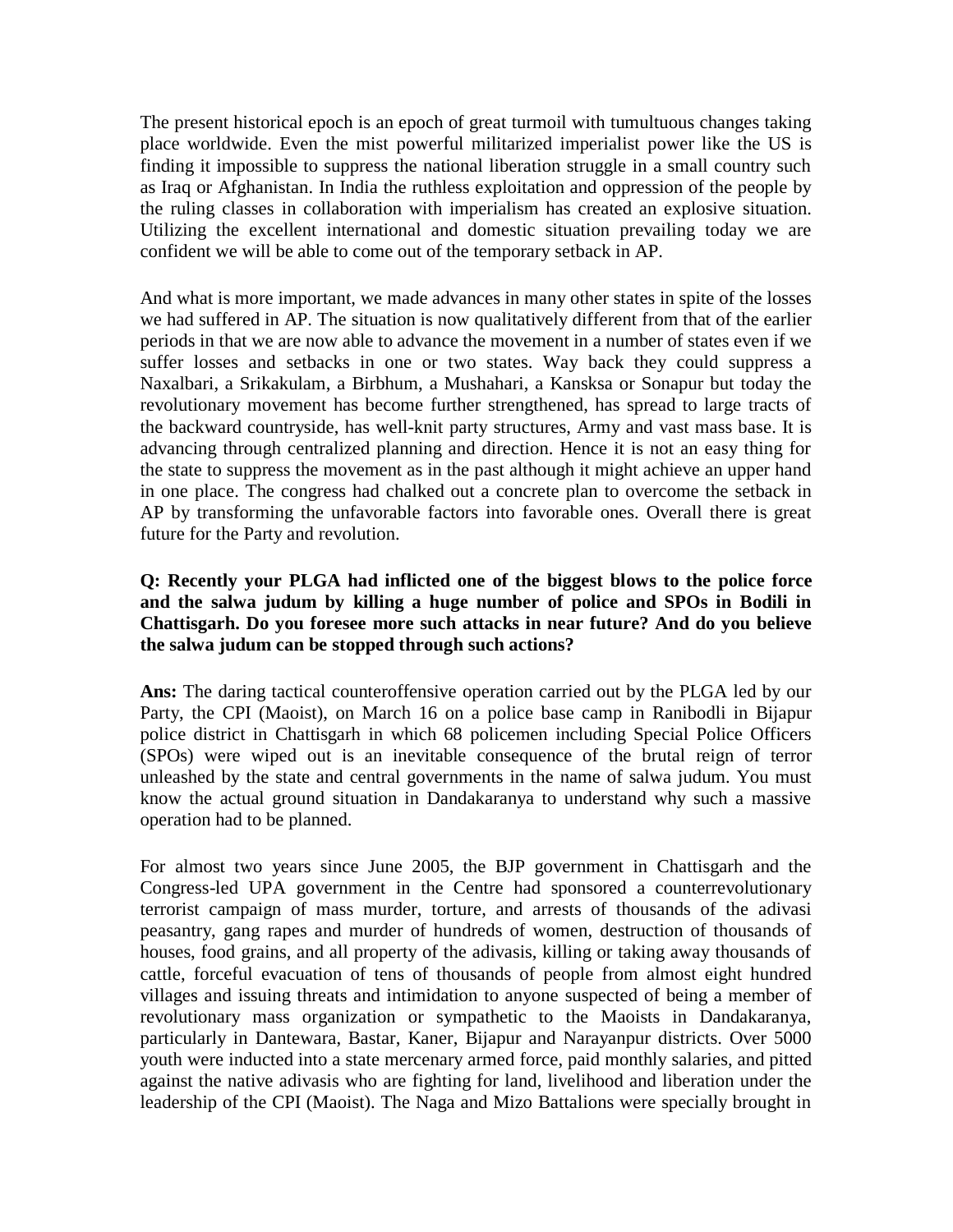The present historical epoch is an epoch of great turmoil with tumultuous changes taking place worldwide. Even the mist powerful militarized imperialist power like the US is finding it impossible to suppress the national liberation struggle in a small country such as Iraq or Afghanistan. In India the ruthless exploitation and oppression of the people by the ruling classes in collaboration with imperialism has created an explosive situation. Utilizing the excellent international and domestic situation prevailing today we are confident we will be able to come out of the temporary setback in AP.

And what is more important, we made advances in many other states in spite of the losses we had suffered in AP. The situation is now qualitatively different from that of the earlier periods in that we are now able to advance the movement in a number of states even if we suffer losses and setbacks in one or two states. Way back they could suppress a Naxalbari, a Srikakulam, a Birbhum, a Mushahari, a Kansksa or Sonapur but today the revolutionary movement has become further strengthened, has spread to large tracts of the backward countryside, has well-knit party structures, Army and vast mass base. It is advancing through centralized planning and direction. Hence it is not an easy thing for the state to suppress the movement as in the past although it might achieve an upper hand in one place. The congress had chalked out a concrete plan to overcome the setback in AP by transforming the unfavorable factors into favorable ones. Overall there is great future for the Party and revolution.

**Q: Recently your PLGA had inflicted one of the biggest blows to the police force and the salwa judum by killing a huge number of police and SPOs in Bodili in Chattisgarh. Do you foresee more such attacks in near future? And do you believe the salwa judum can be stopped through such actions?**

**Ans:** The daring tactical counteroffensive operation carried out by the PLGA led by our Party, the CPI (Maoist), on March 16 on a police base camp in Ranibodli in Bijapur police district in Chattisgarh in which 68 policemen including Special Police Officers (SPOs) were wiped out is an inevitable consequence of the brutal reign of terror unleashed by the state and central governments in the name of salwa judum. You must know the actual ground situation in Dandakaranya to understand why such a massive operation had to be planned.

For almost two years since June 2005, the BJP government in Chattisgarh and the Congress-led UPA government in the Centre had sponsored a counterrevolutionary terrorist campaign of mass murder, torture, and arrests of thousands of the adivasi peasantry, gang rapes and murder of hundreds of women, destruction of thousands of houses, food grains, and all property of the adivasis, killing or taking away thousands of cattle, forceful evacuation of tens of thousands of people from almost eight hundred villages and issuing threats and intimidation to anyone suspected of being a member of revolutionary mass organization or sympathetic to the Maoists in Dandakaranya, particularly in Dantewara, Bastar, Kaner, Bijapur and Narayanpur districts. Over 5000 youth were inducted into a state mercenary armed force, paid monthly salaries, and pitted against the native adivasis who are fighting for land, livelihood and liberation under the leadership of the CPI (Maoist). The Naga and Mizo Battalions were specially brought in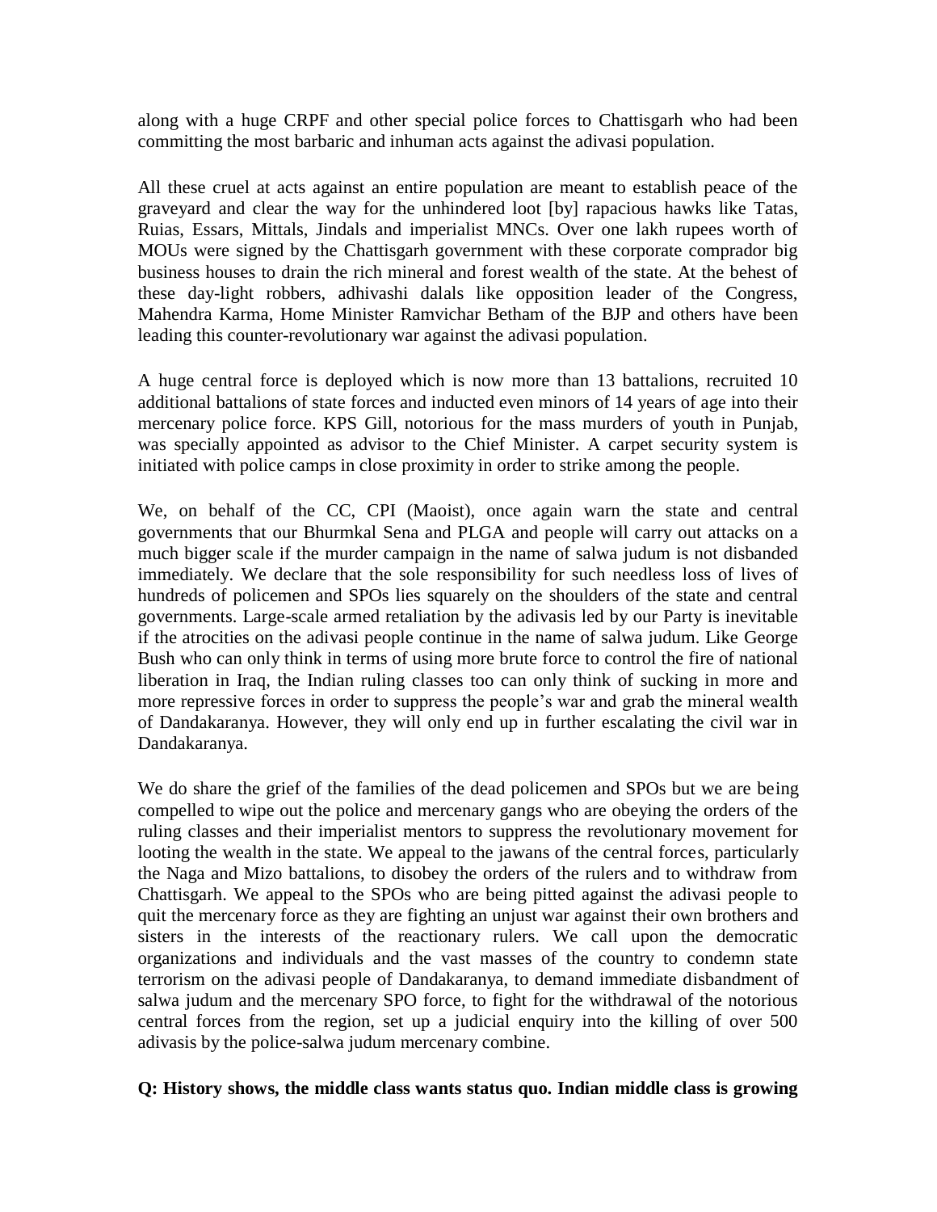along with a huge CRPF and other special police forces to Chattisgarh who had been committing the most barbaric and inhuman acts against the adivasi population.

All these cruel at acts against an entire population are meant to establish peace of the graveyard and clear the way for the unhindered loot [by] rapacious hawks like Tatas, Ruias, Essars, Mittals, Jindals and imperialist MNCs. Over one lakh rupees worth of MOUs were signed by the Chattisgarh government with these corporate comprador big business houses to drain the rich mineral and forest wealth of the state. At the behest of these day-light robbers, adhivashi dalals like opposition leader of the Congress, Mahendra Karma, Home Minister Ramvichar Betham of the BJP and others have been leading this counter-revolutionary war against the adivasi population.

A huge central force is deployed which is now more than 13 battalions, recruited 10 additional battalions of state forces and inducted even minors of 14 years of age into their mercenary police force. KPS Gill, notorious for the mass murders of youth in Punjab, was specially appointed as advisor to the Chief Minister. A carpet security system is initiated with police camps in close proximity in order to strike among the people.

We, on behalf of the CC, CPI (Maoist), once again warn the state and central governments that our Bhurmkal Sena and PLGA and people will carry out attacks on a much bigger scale if the murder campaign in the name of salwa judum is not disbanded immediately. We declare that the sole responsibility for such needless loss of lives of hundreds of policemen and SPOs lies squarely on the shoulders of the state and central governments. Large-scale armed retaliation by the adivasis led by our Party is inevitable if the atrocities on the adivasi people continue in the name of salwa judum. Like George Bush who can only think in terms of using more brute force to control the fire of national liberation in Iraq, the Indian ruling classes too can only think of sucking in more and more repressive forces in order to suppress the people's war and grab the mineral wealth of Dandakaranya. However, they will only end up in further escalating the civil war in Dandakaranya.

We do share the grief of the families of the dead policemen and SPOs but we are being compelled to wipe out the police and mercenary gangs who are obeying the orders of the ruling classes and their imperialist mentors to suppress the revolutionary movement for looting the wealth in the state. We appeal to the jawans of the central forces, particularly the Naga and Mizo battalions, to disobey the orders of the rulers and to withdraw from Chattisgarh. We appeal to the SPOs who are being pitted against the adivasi people to quit the mercenary force as they are fighting an unjust war against their own brothers and sisters in the interests of the reactionary rulers. We call upon the democratic organizations and individuals and the vast masses of the country to condemn state terrorism on the adivasi people of Dandakaranya, to demand immediate disbandment of salwa judum and the mercenary SPO force, to fight for the withdrawal of the notorious central forces from the region, set up a judicial enquiry into the killing of over 500 adivasis by the police-salwa judum mercenary combine.

**Q: History shows, the middle class wants status quo. Indian middle class is growing**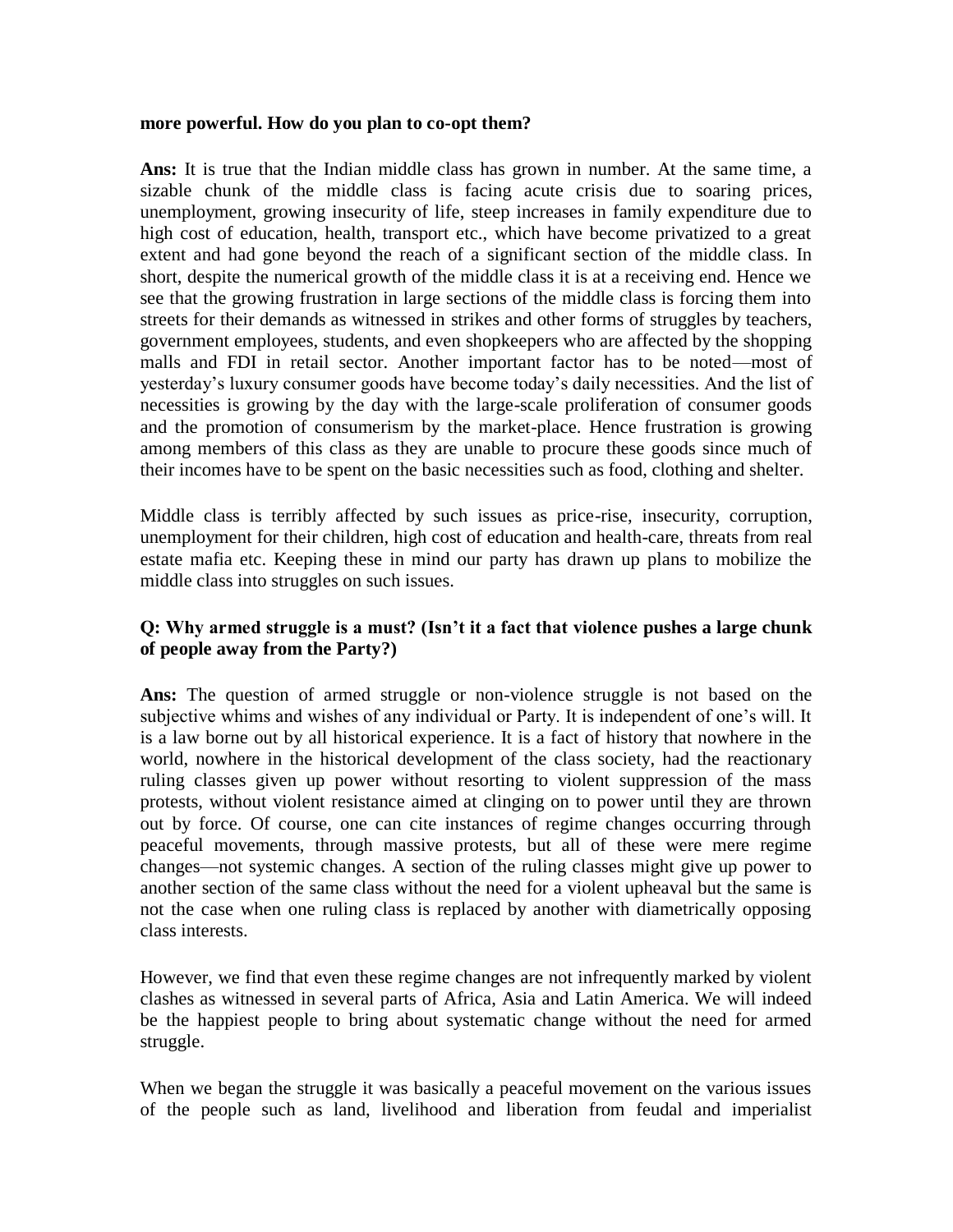**more powerful. How do you plan to co-opt them?**

**Ans:** It is true that the Indian middle class has grown in number. At the same time, a sizable chunk of the middle class is facing acute crisis due to soaring prices, unemployment, growing insecurity of life, steep increases in family expenditure due to high cost of education, health, transport etc., which have become privatized to a great extent and had gone beyond the reach of a significant section of the middle class. In short, despite the numerical growth of the middle class it is at a receiving end. Hence we see that the growing frustration in large sections of the middle class is forcing them into streets for their demands as witnessed in strikes and other forms of struggles by teachers, government employees, students, and even shopkeepers who are affected by the shopping malls and FDI in retail sector. Another important factor has to be noted—most of yesterday's luxury consumer goods have become today's daily necessities. And the list of necessities is growing by the day with the large-scale proliferation of consumer goods and the promotion of consumerism by the market-place. Hence frustration is growing among members of this class as they are unable to procure these goods since much of their incomes have to be spent on the basic necessities such as food, clothing and shelter.

Middle class is terribly affected by such issues as price-rise, insecurity, corruption, unemployment for their children, high cost of education and health-care, threats from real estate mafia etc. Keeping these in mind our party has drawn up plans to mobilize the middle class into struggles on such issues.

**Q: Why armed struggle is a must? (Isn't it a fact that violence pushes a large chunk of people away from the Party?)**

**Ans:** The question of armed struggle or non-violence struggle is not based on the subjective whims and wishes of any individual or Party. It is independent of one's will. It is a law borne out by all historical experience. It is a fact of history that nowhere in the world, nowhere in the historical development of the class society, had the reactionary ruling classes given up power without resorting to violent suppression of the mass protests, without violent resistance aimed at clinging on to power until they are thrown out by force. Of course, one can cite instances of regime changes occurring through peaceful movements, through massive protests, but all of these were mere regime changes—not systemic changes. A section of the ruling classes might give up power to another section of the same class without the need for a violent upheaval but the same is not the case when one ruling class is replaced by another with diametrically opposing class interests.

However, we find that even these regime changes are not infrequently marked by violent clashes as witnessed in several parts of Africa, Asia and Latin America. We will indeed be the happiest people to bring about systematic change without the need for armed struggle.

When we began the struggle it was basically a peaceful movement on the various issues of the people such as land, livelihood and liberation from feudal and imperialist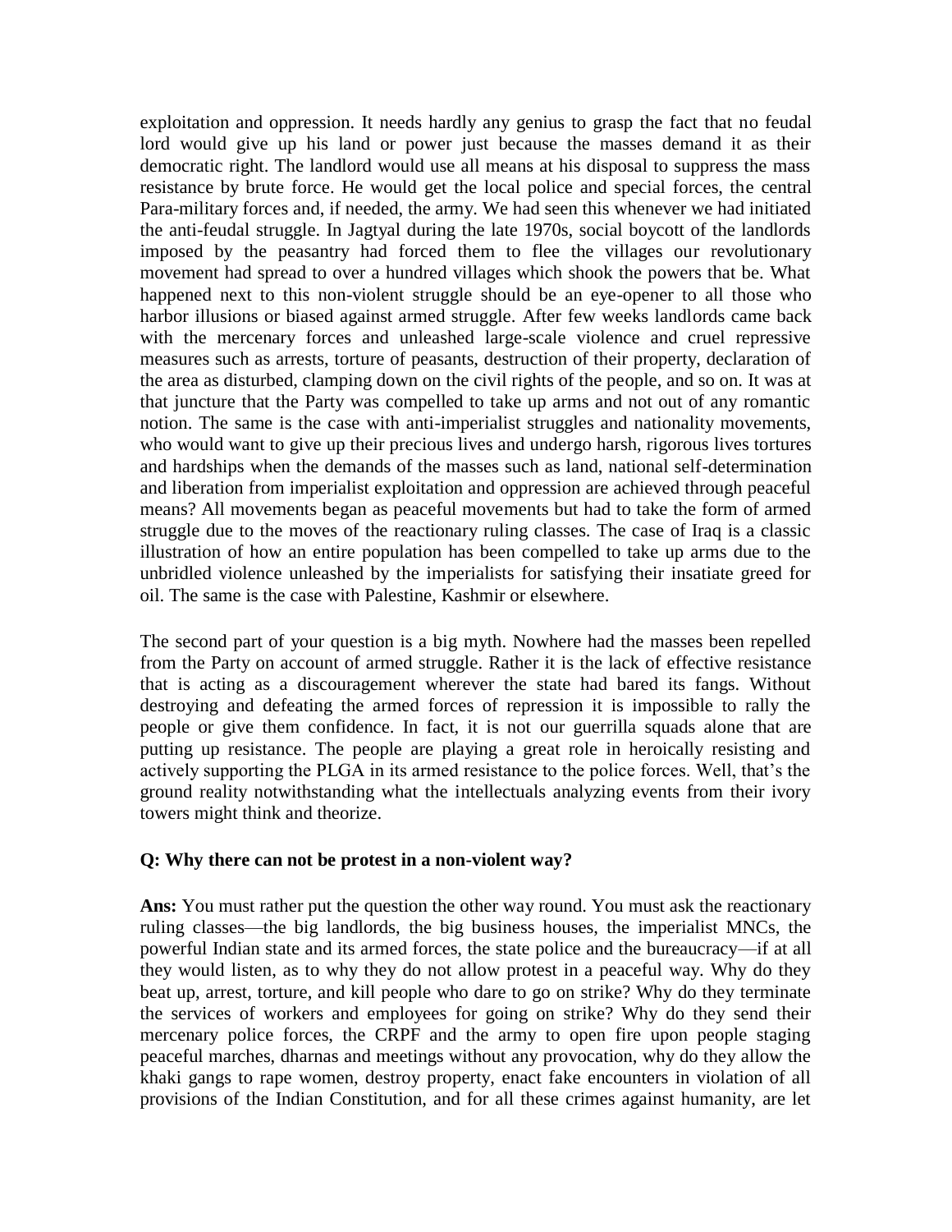exploitation and oppression. It needs hardly any genius to grasp the fact that no feudal lord would give up his land or power just because the masses demand it as their democratic right. The landlord would use all means at his disposal to suppress the mass resistance by brute force. He would get the local police and special forces, the central Para-military forces and, if needed, the army. We had seen this whenever we had initiated the anti-feudal struggle. In Jagtyal during the late 1970s, social boycott of the landlords imposed by the peasantry had forced them to flee the villages our revolutionary movement had spread to over a hundred villages which shook the powers that be. What happened next to this non-violent struggle should be an eye-opener to all those who harbor illusions or biased against armed struggle. After few weeks landlords came back with the mercenary forces and unleashed large-scale violence and cruel repressive measures such as arrests, torture of peasants, destruction of their property, declaration of the area as disturbed, clamping down on the civil rights of the people, and so on. It was at that juncture that the Party was compelled to take up arms and not out of any romantic notion. The same is the case with anti-imperialist struggles and nationality movements, who would want to give up their precious lives and undergo harsh, rigorous lives tortures and hardships when the demands of the masses such as land, national self-determination and liberation from imperialist exploitation and oppression are achieved through peaceful means? All movements began as peaceful movements but had to take the form of armed struggle due to the moves of the reactionary ruling classes. The case of Iraq is a classic illustration of how an entire population has been compelled to take up arms due to the unbridled violence unleashed by the imperialists for satisfying their insatiate greed for oil. The same is the case with Palestine, Kashmir or elsewhere.

The second part of your question is a big myth. Nowhere had the masses been repelled from the Party on account of armed struggle. Rather it is the lack of effective resistance that is acting as a discouragement wherever the state had bared its fangs. Without destroying and defeating the armed forces of repression it is impossible to rally the people or give them confidence. In fact, it is not our guerrilla squads alone that are putting up resistance. The people are playing a great role in heroically resisting and actively supporting the PLGA in its armed resistance to the police forces. Well, that's the ground reality notwithstanding what the intellectuals analyzing events from their ivory towers might think and theorize.

**Q: Why there can not be protest in a non-violent way?**

**Ans:** You must rather put the question the other way round. You must ask the reactionary ruling classes—the big landlords, the big business houses, the imperialist MNCs, the powerful Indian state and its armed forces, the state police and the bureaucracy—if at all they would listen, as to why they do not allow protest in a peaceful way. Why do they beat up, arrest, torture, and kill people who dare to go on strike? Why do they terminate the services of workers and employees for going on strike? Why do they send their mercenary police forces, the CRPF and the army to open fire upon people staging peaceful marches, dharnas and meetings without any provocation, why do they allow the khaki gangs to rape women, destroy property, enact fake encounters in violation of all provisions of the Indian Constitution, and for all these crimes against humanity, are let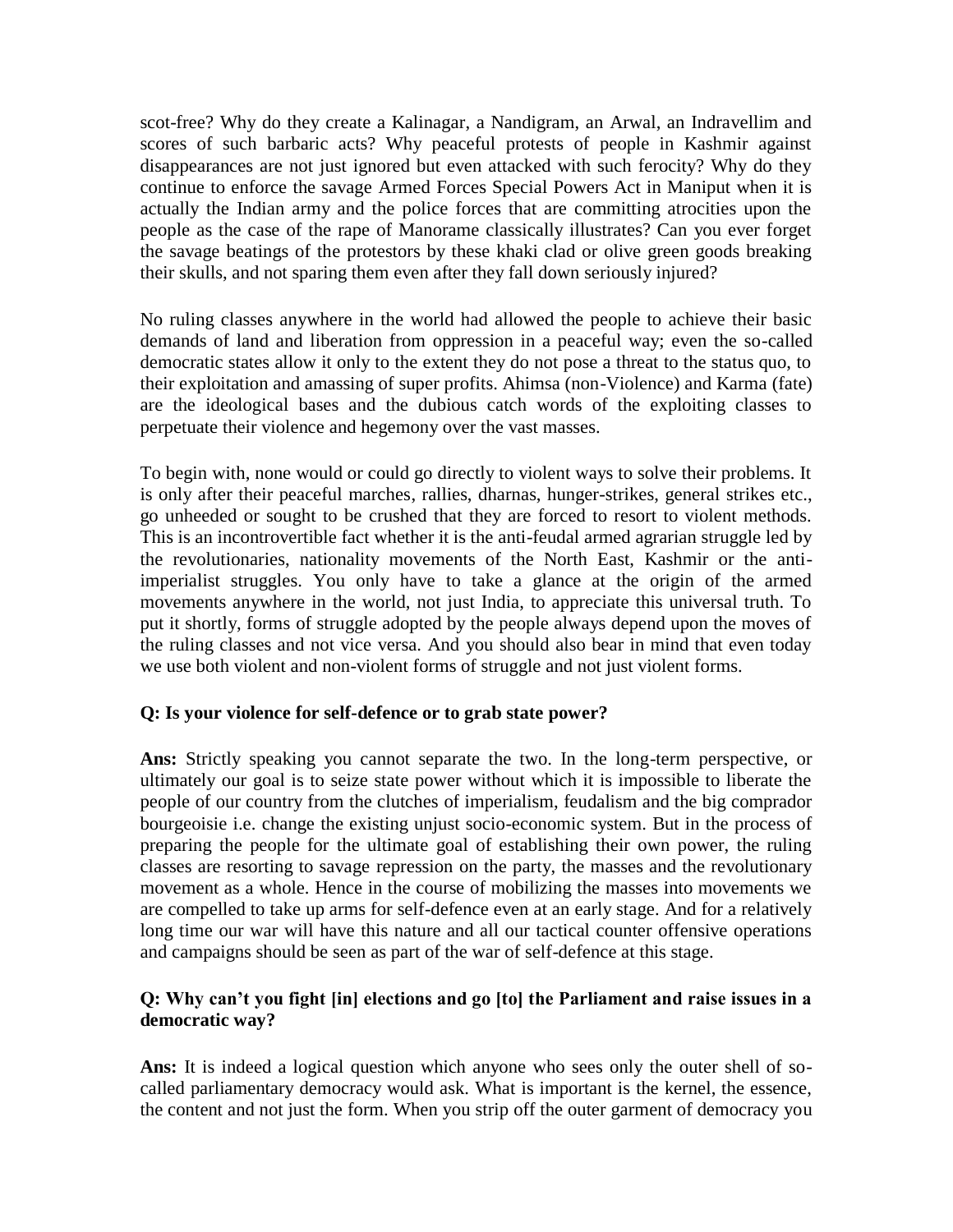scot-free? Why do they create a Kalinagar, a Nandigram, an Arwal, an Indravellim and scores of such barbaric acts? Why peaceful protests of people in Kashmir against disappearances are not just ignored but even attacked with such ferocity? Why do they continue to enforce the savage Armed Forces Special Powers Act in Maniput when it is actually the Indian army and the police forces that are committing atrocities upon the people as the case of the rape of Manorame classically illustrates? Can you ever forget the savage beatings of the protestors by these khaki clad or olive green goods breaking their skulls, and not sparing them even after they fall down seriously injured?

No ruling classes anywhere in the world had allowed the people to achieve their basic demands of land and liberation from oppression in a peaceful way; even the so-called democratic states allow it only to the extent they do not pose a threat to the status quo, to their exploitation and amassing of super profits. Ahimsa (non-Violence) and Karma (fate) are the ideological bases and the dubious catch words of the exploiting classes to perpetuate their violence and hegemony over the vast masses.

To begin with, none would or could go directly to violent ways to solve their problems. It is only after their peaceful marches, rallies, dharnas, hunger-strikes, general strikes etc., go unheeded or sought to be crushed that they are forced to resort to violent methods. This is an incontrovertible fact whether it is the anti-feudal armed agrarian struggle led by the revolutionaries, nationality movements of the North East, Kashmir or the anti-imperialist struggles. You only have to take a glance at the origin of the armed movements anywhere in the world, not just India, to appreciate this universal truth. To put it shortly, forms of struggle adopted by the people always depend upon the moves of the ruling classes and not vice versa. And you should also bear in mind that even today we use both violent and non-violent forms of struggle and not just violent forms.

**Q: Is your violence for self-defence or to grab state power?**

**Ans:** Strictly speaking you cannot separate the two. In the long-term perspective, or ultimately our goal is to seize state power without which it is impossible to liberate the people of our country from the clutches of imperialism, feudalism and the big comprador bourgeoisie i.e. change the existing unjust socio-economic system. But in the process of preparing the people for the ultimate goal of establishing their own power, the ruling classes are resorting to savage repression on the party, the masses and the revolutionary movement as a whole. Hence in the course of mobilizing the masses into movements we are compelled to take up arms for self-defence even at an early stage. And for a relatively long time our war will have this nature and all our tactical counter offensive operations and campaigns should be seen as part of the war of self-defence at this stage.

**Q: Why can't you fight [in] elections and go [to] the Parliament and raise issues in a democratic way?**

**Ans:** It is indeed a logical question which anyone who sees only the outer shell of so-called parliamentary democracy would ask. What is important is the kernel, the essence, the content and not just the form. When you strip off the outer garment of democracy you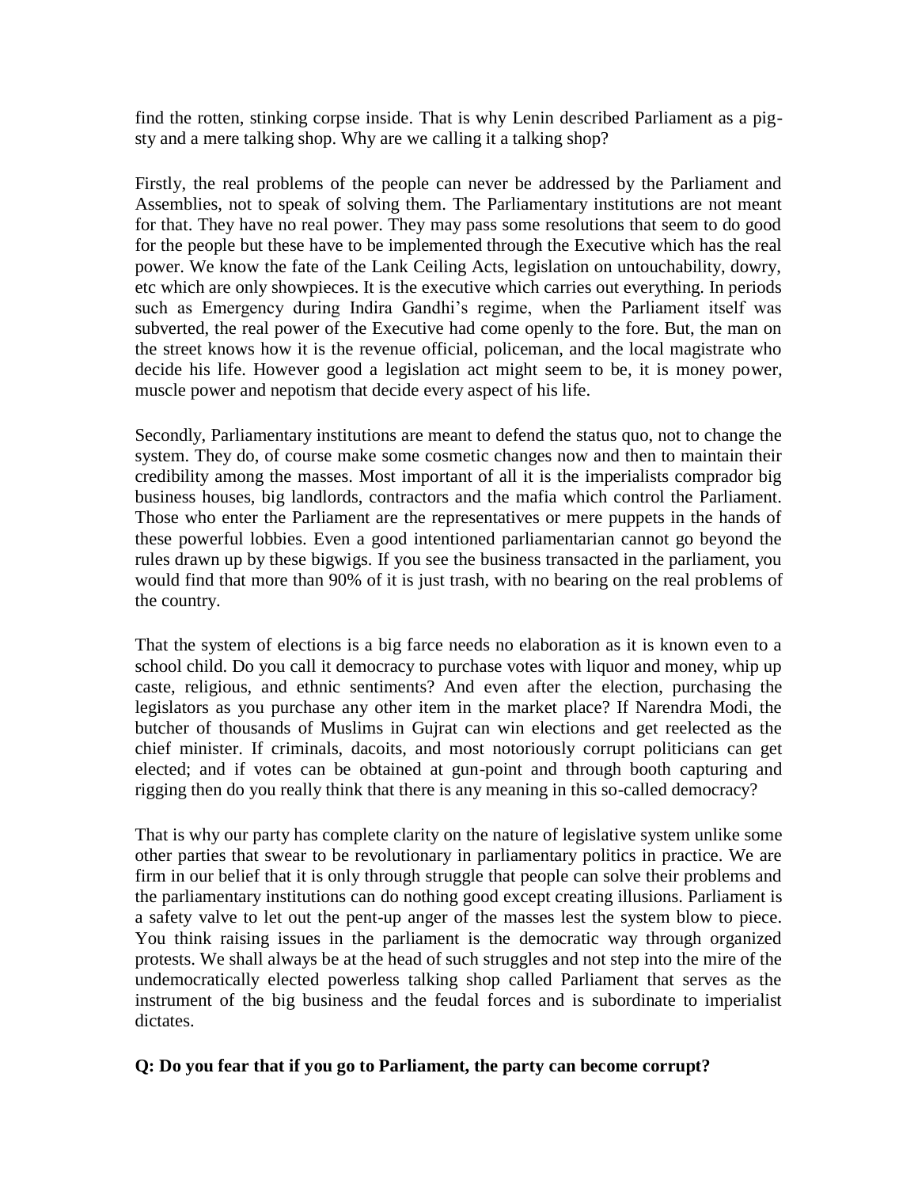find the rotten, stinking corpse inside. That is why Lenin described Parliament as a pig-sty and a mere talking shop. Why are we calling it a talking shop?

Firstly, the real problems of the people can never be addressed by the Parliament and Assemblies, not to speak of solving them. The Parliamentary institutions are not meant for that. They have no real power. They may pass some resolutions that seem to do good for the people but these have to be implemented through the Executive which has the real power. We know the fate of the Lank Ceiling Acts, legislation on untouchability, dowry, etc which are only showpieces. It is the executive which carries out everything. In periods such as Emergency during Indira Gandhi's regime, when the Parliament itself was subverted, the real power of the Executive had come openly to the fore. But, the man on the street knows how it is the revenue official, policeman, and the local magistrate who decide his life. However good a legislation act might seem to be, it is money power, muscle power and nepotism that decide every aspect of his life.

Secondly, Parliamentary institutions are meant to defend the status quo, not to change the system. They do, of course make some cosmetic changes now and then to maintain their credibility among the masses. Most important of all it is the imperialists comprador big business houses, big landlords, contractors and the mafia which control the Parliament. Those who enter the Parliament are the representatives or mere puppets in the hands of these powerful lobbies. Even a good intentioned parliamentarian cannot go beyond the rules drawn up by these bigwigs. If you see the business transacted in the parliament, you would find that more than 90% of it is just trash, with no bearing on the real problems of the country.

That the system of elections is a big farce needs no elaboration as it is known even to a school child. Do you call it democracy to purchase votes with liquor and money, whip up caste, religious, and ethnic sentiments? And even after the election, purchasing the legislators as you purchase any other item in the market place? If Narendra Modi, the butcher of thousands of Muslims in Gujrat can win elections and get reelected as the chief minister. If criminals, dacoits, and most notoriously corrupt politicians can get elected; and if votes can be obtained at gun-point and through booth capturing and rigging then do you really think that there is any meaning in this so-called democracy?

That is why our party has complete clarity on the nature of legislative system unlike some other parties that swear to be revolutionary in parliamentary politics in practice. We are firm in our belief that it is only through struggle that people can solve their problems and the parliamentary institutions can do nothing good except creating illusions. Parliament is a safety valve to let out the pent-up anger of the masses lest the system blow to piece. You think raising issues in the parliament is the democratic way through organized protests. We shall always be at the head of such struggles and not step into the mire of the undemocratically elected powerless talking shop called Parliament that serves as the instrument of the big business and the feudal forces and is subordinate to imperialist dictates.

**Q: Do you fear that if you go to Parliament, the party can become corrupt?**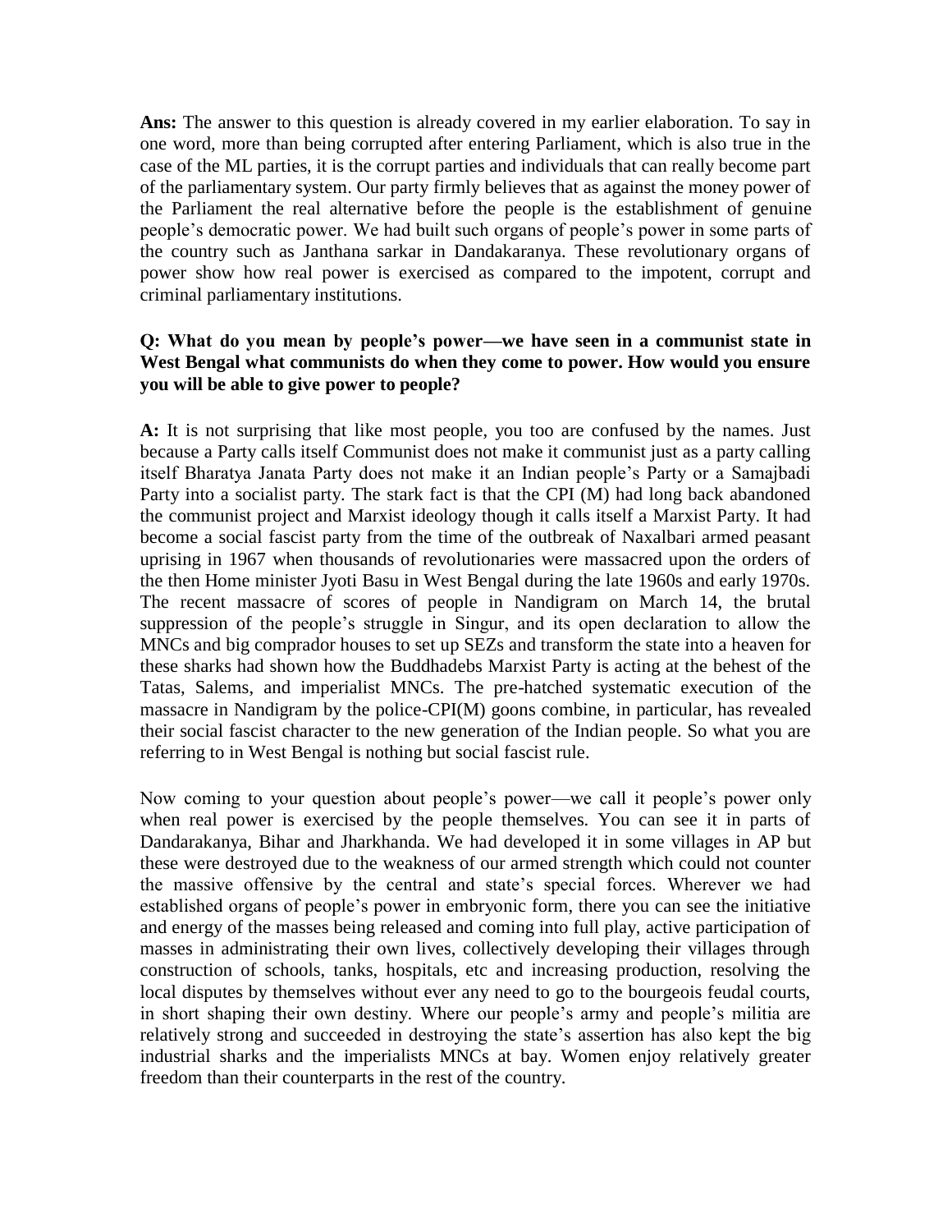**Ans:** The answer to this question is already covered in my earlier elaboration. To say in one word, more than being corrupted after entering Parliament, which is also true in the case of the ML parties, it is the corrupt parties and individuals that can really become part of the parliamentary system. Our party firmly believes that as against the money power of the Parliament the real alternative before the people is the establishment of genuine people's democratic power. We had built such organs of people's power in some parts of the country such as Janthana sarkar in Dandakaranya. These revolutionary organs of power show how real power is exercised as compared to the impotent, corrupt and criminal parliamentary institutions.

**Q: What do you mean by people's power—we have seen in a communist state in West Bengal what communists do when they come to power. How would you ensure you will be able to give power to people?**

**A:** It is not surprising that like most people, you too are confused by the names. Just because a Party calls itself Communist does not make it communist just as a party calling itself Bharatya Janata Party does not make it an Indian people's Party or a Samajbadi Party into a socialist party. The stark fact is that the CPI (M) had long back abandoned the communist project and Marxist ideology though it calls itself a Marxist Party. It had become a social fascist party from the time of the outbreak of Naxalbari armed peasant uprising in 1967 when thousands of revolutionaries were massacred upon the orders of the then Home minister Jyoti Basu in West Bengal during the late 1960s and early 1970s. The recent massacre of scores of people in Nandigram on March 14, the brutal suppression of the people's struggle in Singur, and its open declaration to allow the MNCs and big comprador houses to set up SEZs and transform the state into a heaven for these sharks had shown how the Buddhadebs Marxist Party is acting at the behest of the Tatas, Salems, and imperialist MNCs. The pre-hatched systematic execution of the massacre in Nandigram by the police-CPI(M) goons combine, in particular, has revealed their social fascist character to the new generation of the Indian people. So what you are referring to in West Bengal is nothing but social fascist rule.

Now coming to your question about people's power—we call it people's power only when real power is exercised by the people themselves. You can see it in parts of Dandarakanya, Bihar and Jharkhanda. We had developed it in some villages in AP but these were destroyed due to the weakness of our armed strength which could not counter the massive offensive by the central and state's special forces. Wherever we had established organs of people's power in embryonic form, there you can see the initiative and energy of the masses being released and coming into full play, active participation of masses in administrating their own lives, collectively developing their villages through construction of schools, tanks, hospitals, etc and increasing production, resolving the local disputes by themselves without ever any need to go to the bourgeois feudal courts, in short shaping their own destiny. Where our people's army and people's militia are relatively strong and succeeded in destroying the state's assertion has also kept the big industrial sharks and the imperialists MNCs at bay. Women enjoy relatively greater freedom than their counterparts in the rest of the country.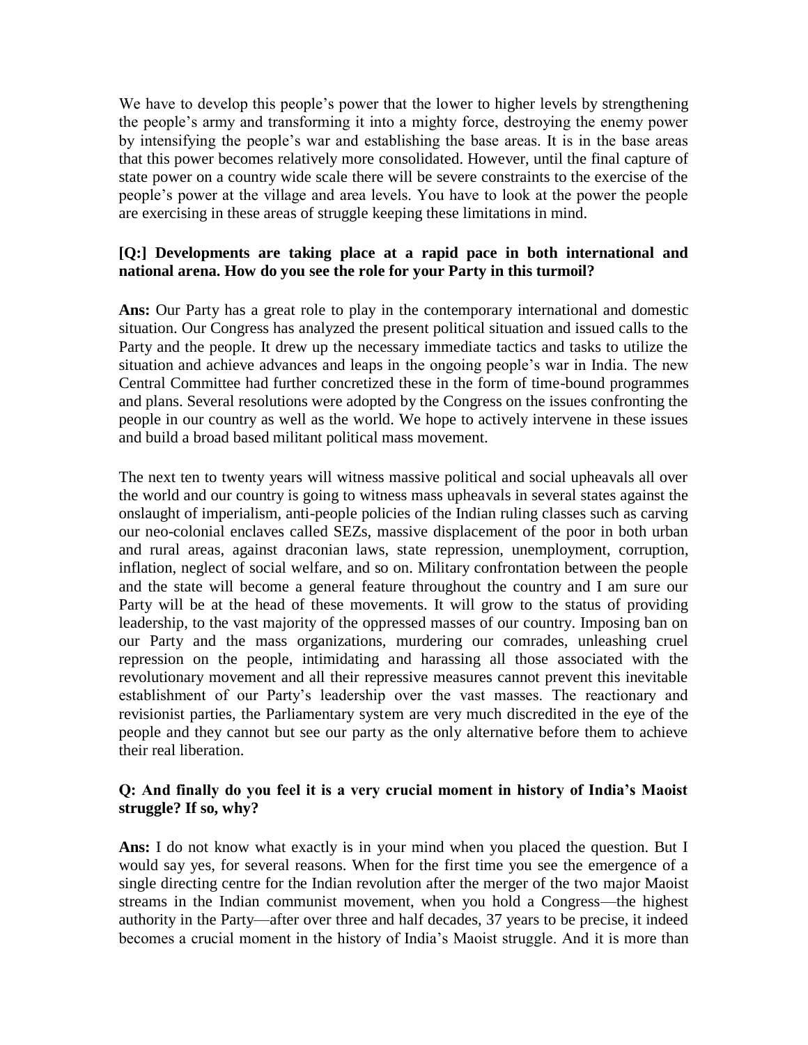We have to develop this people's power that the lower to higher levels by strengthening the people's army and transforming it into a mighty force, destroying the enemy power by intensifying the people's war and establishing the base areas. It is in the base areas that this power becomes relatively more consolidated. However, until the final capture of state power on a country wide scale there will be severe constraints to the exercise of the people's power at the village and area levels. You have to look at the power the people are exercising in these areas of struggle keeping these limitations in mind.

**[Q:] Developments are taking place at a rapid pace in both international and national arena. How do you see the role for your Party in this turmoil?**

**Ans:** Our Party has a great role to play in the contemporary international and domestic situation. Our Congress has analyzed the present political situation and issued calls to the Party and the people. It drew up the necessary immediate tactics and tasks to utilize the situation and achieve advances and leaps in the ongoing people's war in India. The new Central Committee had further concretized these in the form of time-bound programmes and plans. Several resolutions were adopted by the Congress on the issues confronting the people in our country as well as the world. We hope to actively intervene in these issues and build a broad based militant political mass movement.

The next ten to twenty years will witness massive political and social upheavals all over the world and our country is going to witness mass upheavals in several states against the onslaught of imperialism, anti-people policies of the Indian ruling classes such as carving our neo-colonial enclaves called SEZs, massive displacement of the poor in both urban and rural areas, against draconian laws, state repression, unemployment, corruption, inflation, neglect of social welfare, and so on. Military confrontation between the people and the state will become a general feature throughout the country and I am sure our Party will be at the head of these movements. It will grow to the status of providing leadership, to the vast majority of the oppressed masses of our country. Imposing ban on our Party and the mass organizations, murdering our comrades, unleashing cruel repression on the people, intimidating and harassing all those associated with the revolutionary movement and all their repressive measures cannot prevent this inevitable establishment of our Party's leadership over the vast masses. The reactionary and revisionist parties, the Parliamentary system are very much discredited in the eye of the people and they cannot but see our party as the only alternative before them to achieve their real liberation.

**Q: And finally do you feel it is a very crucial moment in history of India's Maoist struggle? If so, why?**

**Ans:** I do not know what exactly is in your mind when you placed the question. But I would say yes, for several reasons. When for the first time you see the emergence of a single directing centre for the Indian revolution after the merger of the two major Maoist streams in the Indian communist movement, when you hold a Congress—the highest authority in the Party—after over three and half decades, 37 years to be precise, it indeed becomes a crucial moment in the history of India's Maoist struggle. And it is more than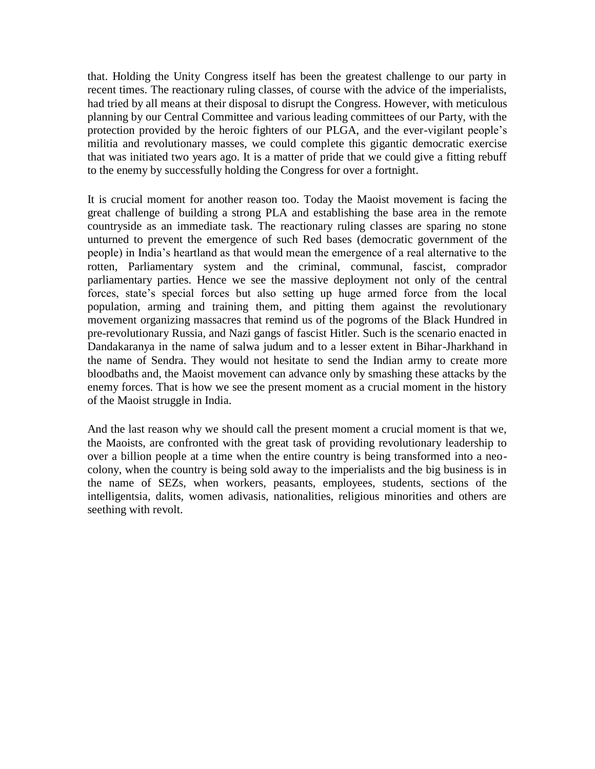that. Holding the Unity Congress itself has been the greatest challenge to our party in recent times. The reactionary ruling classes, of course with the advice of the imperialists, had tried by all means at their disposal to disrupt the Congress. However, with meticulous planning by our Central Committee and various leading committees of our Party, with the protection provided by the heroic fighters of our PLGA, and the ever-vigilant people's militia and revolutionary masses, we could complete this gigantic democratic exercise that was initiated two years ago. It is a matter of pride that we could give a fitting rebuff to the enemy by successfully holding the Congress for over a fortnight.

It is crucial moment for another reason too. Today the Maoist movement is facing the great challenge of building a strong PLA and establishing the base area in the remote countryside as an immediate task. The reactionary ruling classes are sparing no stone unturned to prevent the emergence of such Red bases (democratic government of the people) in India's heartland as that would mean the emergence of a real alternative to the rotten, Parliamentary system and the criminal, communal, fascist, comprador parliamentary parties. Hence we see the massive deployment not only of the central forces, state's special forces but also setting up huge armed force from the local population, arming and training them, and pitting them against the revolutionary movement organizing massacres that remind us of the pogroms of the Black Hundred in pre-revolutionary Russia, and Nazi gangs of fascist Hitler. Such is the scenario enacted in Dandakaranya in the name of salwa judum and to a lesser extent in Bihar-Jharkhand in the name of Sendra. They would not hesitate to send the Indian army to create more bloodbaths and, the Maoist movement can advance only by smashing these attacks by the enemy forces. That is how we see the present moment as a crucial moment in the history of the Maoist struggle in India.

And the last reason why we should call the present moment a crucial moment is that we, the Maoists, are confronted with the great task of providing revolutionary leadership to over a billion people at a time when the entire country is being transformed into a neo-colony, when the country is being sold away to the imperialists and the big business is in the name of SEZs, when workers, peasants, employees, students, sections of the intelligentsia, dalits, women adivasis, nationalities, religious minorities and others are seething with revolt.